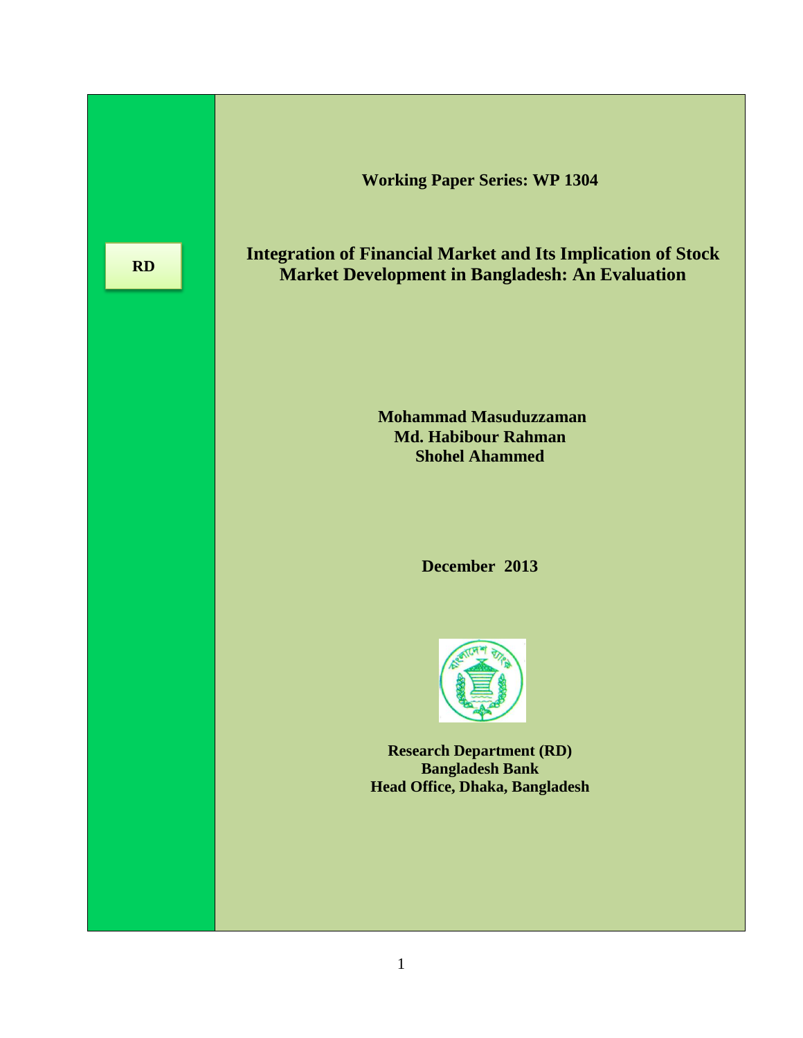RD

**Working Paper Series: WP 1304**

# Integration of Financial Market and Its Implication of Stock Market Development in Bangladesh: An Evaluation

**Mohammad Masuduzzaman**
**Md. Habibour Rahman**
**Shohel Ahammed**

**December 2013**

**Research Department (RD)**
**Bangladesh Bank**
**Head Office, Dhaka, Bangladesh**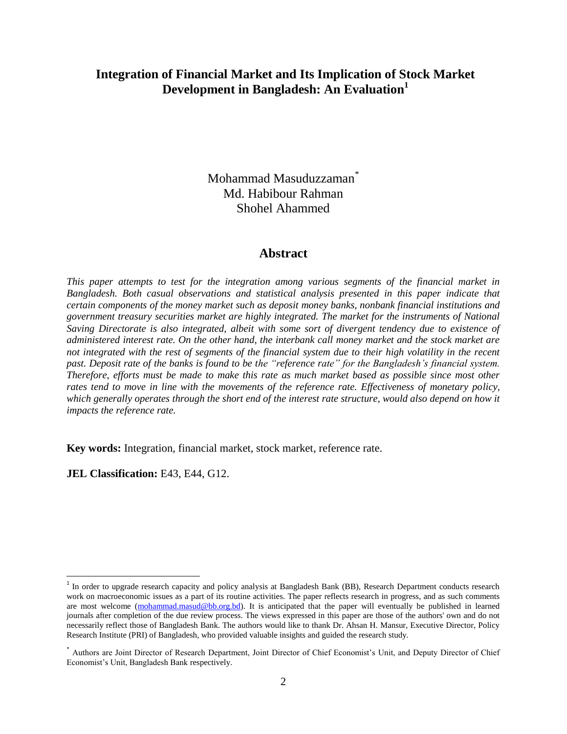# Integration of Financial Market and Its Implication of Stock Market Development in Bangladesh: An Evaluation[1]

Mohammad Masuduzzaman[*]
Md. Habibour Rahman
Shohel Ahammed

## Abstract

*This paper attempts to test for the integration among various segments of the financial market in Bangladesh. Both casual observations and statistical analysis presented in this paper indicate that certain components of the money market such as deposit money banks, nonbank financial institutions and government treasury securities market are highly integrated. The market for the instruments of National Saving Directorate is also integrated, albeit with some sort of divergent tendency due to existence of administered interest rate. On the other hand, the interbank call money market and the stock market are not integrated with the rest of segments of the financial system due to their high volatility in the recent past. Deposit rate of the banks is found to be the "reference rate" for the Bangladesh's financial system. Therefore, efforts must be made to make this rate as much market based as possible since most other rates tend to move in line with the movements of the reference rate. Effectiveness of monetary policy, which generally operates through the short end of the interest rate structure, would also depend on how it impacts the reference rate.*

**Key words:** Integration, financial market, stock market, reference rate.

**JEL Classification:** E43, E44, G12.

---

[1] In order to upgrade research capacity and policy analysis at Bangladesh Bank (BB), Research Department conducts research work on macroeconomic issues as a part of its routine activities. The paper reflects research in progress, and as such comments are most welcome (mohammad.masud@bb.org.bd). It is anticipated that the paper will eventually be published in learned journals after completion of the due review process. The views expressed in this paper are those of the authors' own and do not necessarily reflect those of Bangladesh Bank. The authors would like to thank Dr. Ahsan H. Mansur, Executive Director, Policy Research Institute (PRI) of Bangladesh, who provided valuable insights and guided the research study.

[*] Authors are Joint Director of Research Department, Joint Director of Chief Economist's Unit, and Deputy Director of Chief Economist's Unit, Bangladesh Bank respectively.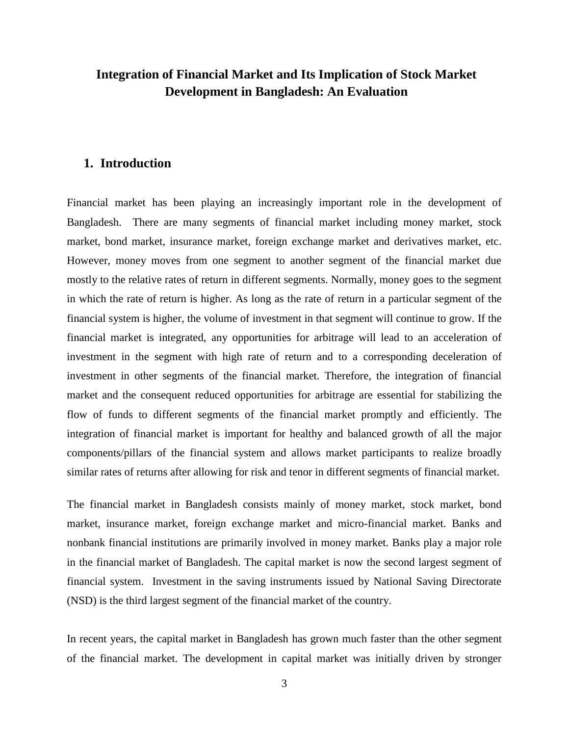# Integration of Financial Market and Its Implication of Stock Market Development in Bangladesh: An Evaluation

## 1. Introduction

Financial market has been playing an increasingly important role in the development of Bangladesh. There are many segments of financial market including money market, stock market, bond market, insurance market, foreign exchange market and derivatives market, etc. However, money moves from one segment to another segment of the financial market due mostly to the relative rates of return in different segments. Normally, money goes to the segment in which the rate of return is higher. As long as the rate of return in a particular segment of the financial system is higher, the volume of investment in that segment will continue to grow. If the financial market is integrated, any opportunities for arbitrage will lead to an acceleration of investment in the segment with high rate of return and to a corresponding deceleration of investment in other segments of the financial market. Therefore, the integration of financial market and the consequent reduced opportunities for arbitrage are essential for stabilizing the flow of funds to different segments of the financial market promptly and efficiently. The integration of financial market is important for healthy and balanced growth of all the major components/pillars of the financial system and allows market participants to realize broadly similar rates of returns after allowing for risk and tenor in different segments of financial market.

The financial market in Bangladesh consists mainly of money market, stock market, bond market, insurance market, foreign exchange market and micro-financial market. Banks and nonbank financial institutions are primarily involved in money market. Banks play a major role in the financial market of Bangladesh. The capital market is now the second largest segment of financial system. Investment in the saving instruments issued by National Saving Directorate (NSD) is the third largest segment of the financial market of the country.

In recent years, the capital market in Bangladesh has grown much faster than the other segment of the financial market. The development in capital market was initially driven by stronger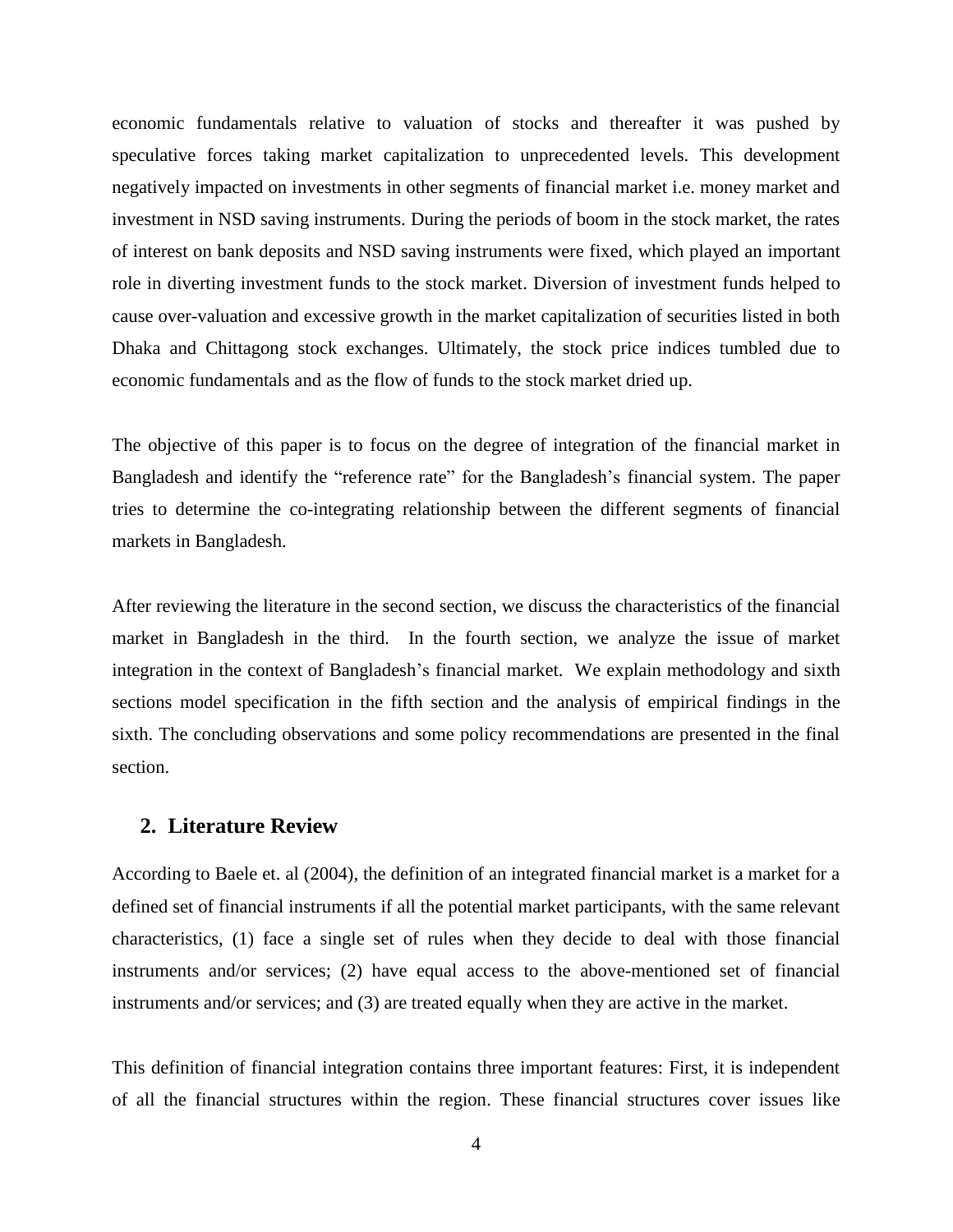economic fundamentals relative to valuation of stocks and thereafter it was pushed by speculative forces taking market capitalization to unprecedented levels. This development negatively impacted on investments in other segments of financial market i.e. money market and investment in NSD saving instruments. During the periods of boom in the stock market, the rates of interest on bank deposits and NSD saving instruments were fixed, which played an important role in diverting investment funds to the stock market. Diversion of investment funds helped to cause over-valuation and excessive growth in the market capitalization of securities listed in both Dhaka and Chittagong stock exchanges. Ultimately, the stock price indices tumbled due to economic fundamentals and as the flow of funds to the stock market dried up.

The objective of this paper is to focus on the degree of integration of the financial market in Bangladesh and identify the "reference rate" for the Bangladesh's financial system. The paper tries to determine the co-integrating relationship between the different segments of financial markets in Bangladesh.

After reviewing the literature in the second section, we discuss the characteristics of the financial market in Bangladesh in the third. In the fourth section, we analyze the issue of market integration in the context of Bangladesh's financial market. We explain methodology and sixth sections model specification in the fifth section and the analysis of empirical findings in the sixth. The concluding observations and some policy recommendations are presented in the final section.

## 2. Literature Review

According to Baele et. al (2004), the definition of an integrated financial market is a market for a defined set of financial instruments if all the potential market participants, with the same relevant characteristics, (1) face a single set of rules when they decide to deal with those financial instruments and/or services; (2) have equal access to the above-mentioned set of financial instruments and/or services; and (3) are treated equally when they are active in the market.

This definition of financial integration contains three important features: First, it is independent of all the financial structures within the region. These financial structures cover issues like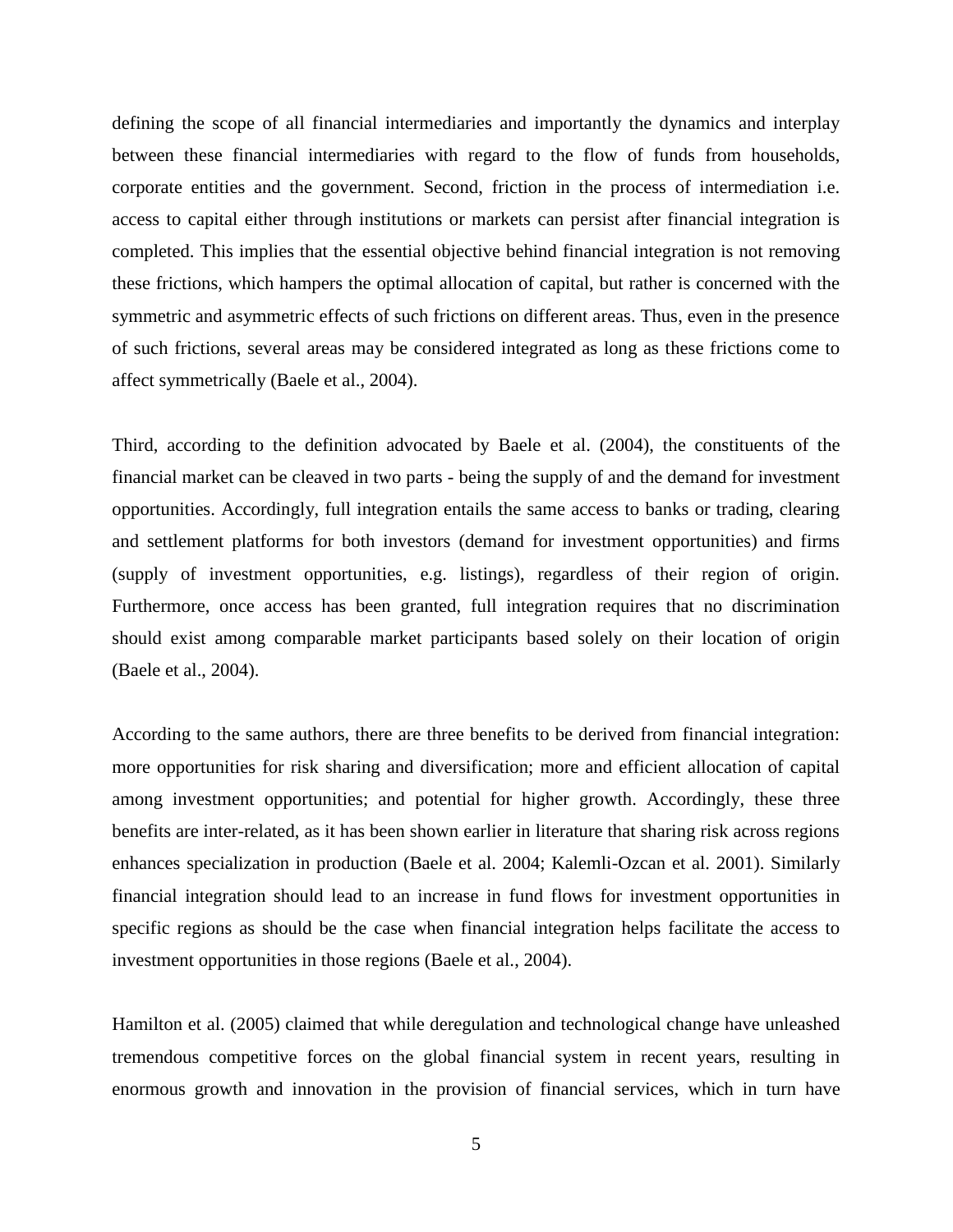defining the scope of all financial intermediaries and importantly the dynamics and interplay between these financial intermediaries with regard to the flow of funds from households, corporate entities and the government. Second, friction in the process of intermediation i.e. access to capital either through institutions or markets can persist after financial integration is completed. This implies that the essential objective behind financial integration is not removing these frictions, which hampers the optimal allocation of capital, but rather is concerned with the symmetric and asymmetric effects of such frictions on different areas. Thus, even in the presence of such frictions, several areas may be considered integrated as long as these frictions come to affect symmetrically (Baele et al., 2004).

Third, according to the definition advocated by Baele et al. (2004), the constituents of the financial market can be cleaved in two parts - being the supply of and the demand for investment opportunities. Accordingly, full integration entails the same access to banks or trading, clearing and settlement platforms for both investors (demand for investment opportunities) and firms (supply of investment opportunities, e.g. listings), regardless of their region of origin. Furthermore, once access has been granted, full integration requires that no discrimination should exist among comparable market participants based solely on their location of origin (Baele et al., 2004).

According to the same authors, there are three benefits to be derived from financial integration: more opportunities for risk sharing and diversification; more and efficient allocation of capital among investment opportunities; and potential for higher growth. Accordingly, these three benefits are inter-related, as it has been shown earlier in literature that sharing risk across regions enhances specialization in production (Baele et al. 2004; Kalemli-Ozcan et al. 2001). Similarly financial integration should lead to an increase in fund flows for investment opportunities in specific regions as should be the case when financial integration helps facilitate the access to investment opportunities in those regions (Baele et al., 2004).

Hamilton et al. (2005) claimed that while deregulation and technological change have unleashed tremendous competitive forces on the global financial system in recent years, resulting in enormous growth and innovation in the provision of financial services, which in turn have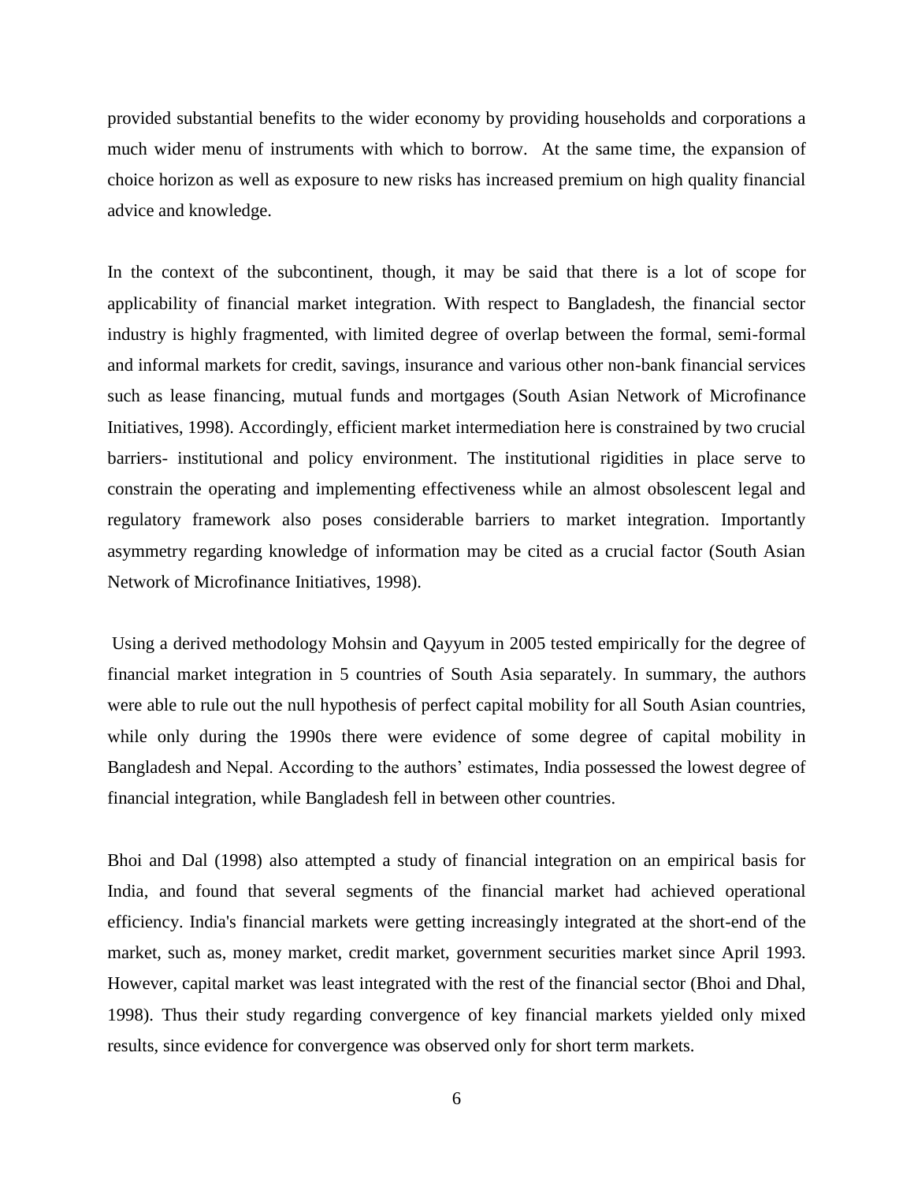provided substantial benefits to the wider economy by providing households and corporations a much wider menu of instruments with which to borrow. At the same time, the expansion of choice horizon as well as exposure to new risks has increased premium on high quality financial advice and knowledge.

In the context of the subcontinent, though, it may be said that there is a lot of scope for applicability of financial market integration. With respect to Bangladesh, the financial sector industry is highly fragmented, with limited degree of overlap between the formal, semi-formal and informal markets for credit, savings, insurance and various other non-bank financial services such as lease financing, mutual funds and mortgages (South Asian Network of Microfinance Initiatives, 1998). Accordingly, efficient market intermediation here is constrained by two crucial barriers- institutional and policy environment. The institutional rigidities in place serve to constrain the operating and implementing effectiveness while an almost obsolescent legal and regulatory framework also poses considerable barriers to market integration. Importantly asymmetry regarding knowledge of information may be cited as a crucial factor (South Asian Network of Microfinance Initiatives, 1998).

Using a derived methodology Mohsin and Qayyum in 2005 tested empirically for the degree of financial market integration in 5 countries of South Asia separately. In summary, the authors were able to rule out the null hypothesis of perfect capital mobility for all South Asian countries, while only during the 1990s there were evidence of some degree of capital mobility in Bangladesh and Nepal. According to the authors' estimates, India possessed the lowest degree of financial integration, while Bangladesh fell in between other countries.

Bhoi and Dal (1998) also attempted a study of financial integration on an empirical basis for India, and found that several segments of the financial market had achieved operational efficiency. India's financial markets were getting increasingly integrated at the short-end of the market, such as, money market, credit market, government securities market since April 1993. However, capital market was least integrated with the rest of the financial sector (Bhoi and Dhal, 1998). Thus their study regarding convergence of key financial markets yielded only mixed results, since evidence for convergence was observed only for short term markets.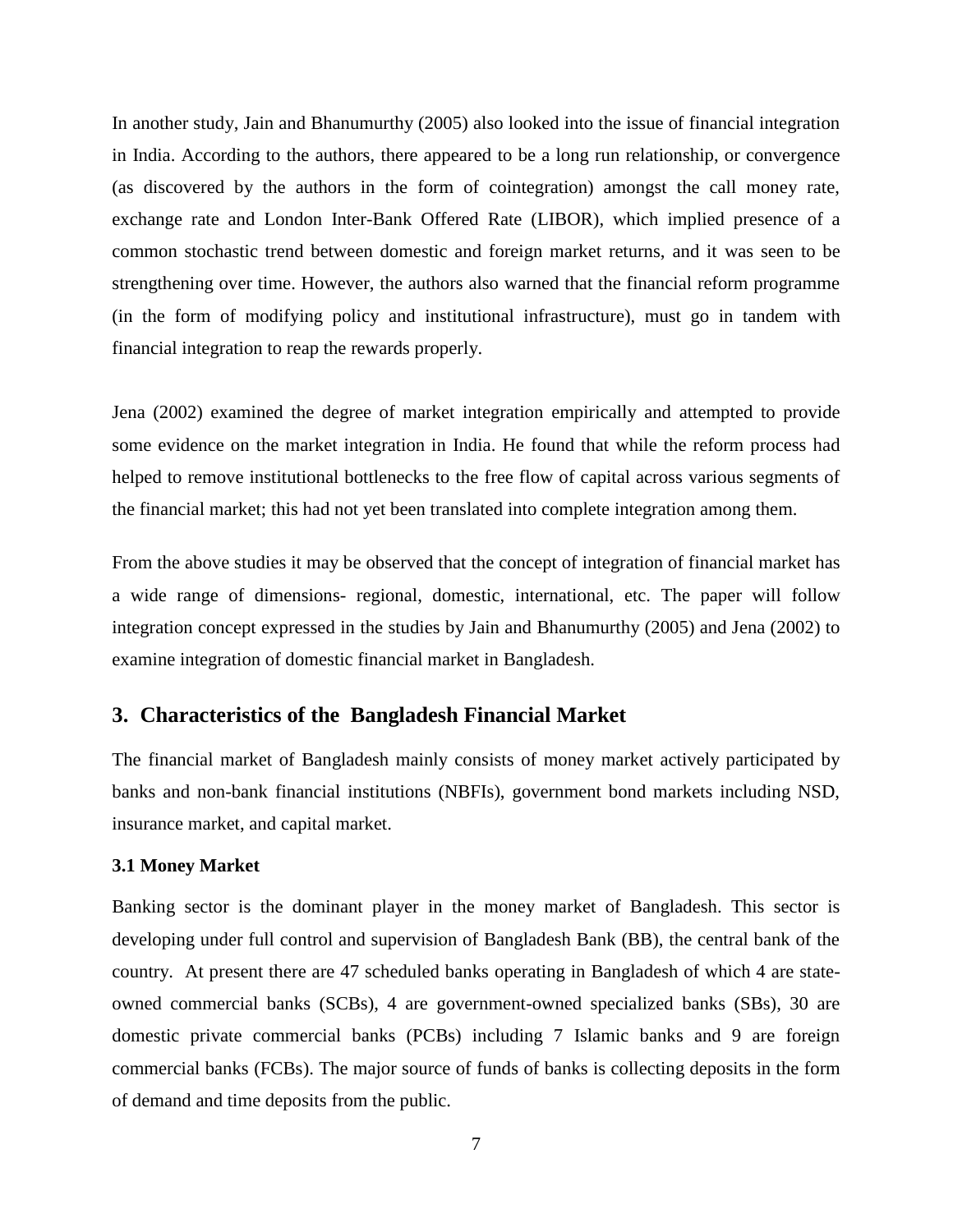In another study, Jain and Bhanumurthy (2005) also looked into the issue of financial integration in India. According to the authors, there appeared to be a long run relationship, or convergence (as discovered by the authors in the form of cointegration) amongst the call money rate, exchange rate and London Inter-Bank Offered Rate (LIBOR), which implied presence of a common stochastic trend between domestic and foreign market returns, and it was seen to be strengthening over time. However, the authors also warned that the financial reform programme (in the form of modifying policy and institutional infrastructure), must go in tandem with financial integration to reap the rewards properly.

Jena (2002) examined the degree of market integration empirically and attempted to provide some evidence on the market integration in India. He found that while the reform process had helped to remove institutional bottlenecks to the free flow of capital across various segments of the financial market; this had not yet been translated into complete integration among them.

From the above studies it may be observed that the concept of integration of financial market has a wide range of dimensions- regional, domestic, international, etc. The paper will follow integration concept expressed in the studies by Jain and Bhanumurthy (2005) and Jena (2002) to examine integration of domestic financial market in Bangladesh.

## 3. Characteristics of the Bangladesh Financial Market

The financial market of Bangladesh mainly consists of money market actively participated by banks and non-bank financial institutions (NBFIs), government bond markets including NSD, insurance market, and capital market.

### 3.1 Money Market

Banking sector is the dominant player in the money market of Bangladesh. This sector is developing under full control and supervision of Bangladesh Bank (BB), the central bank of the country. At present there are 47 scheduled banks operating in Bangladesh of which 4 are state-owned commercial banks (SCBs), 4 are government-owned specialized banks (SBs), 30 are domestic private commercial banks (PCBs) including 7 Islamic banks and 9 are foreign commercial banks (FCBs). The major source of funds of banks is collecting deposits in the form of demand and time deposits from the public.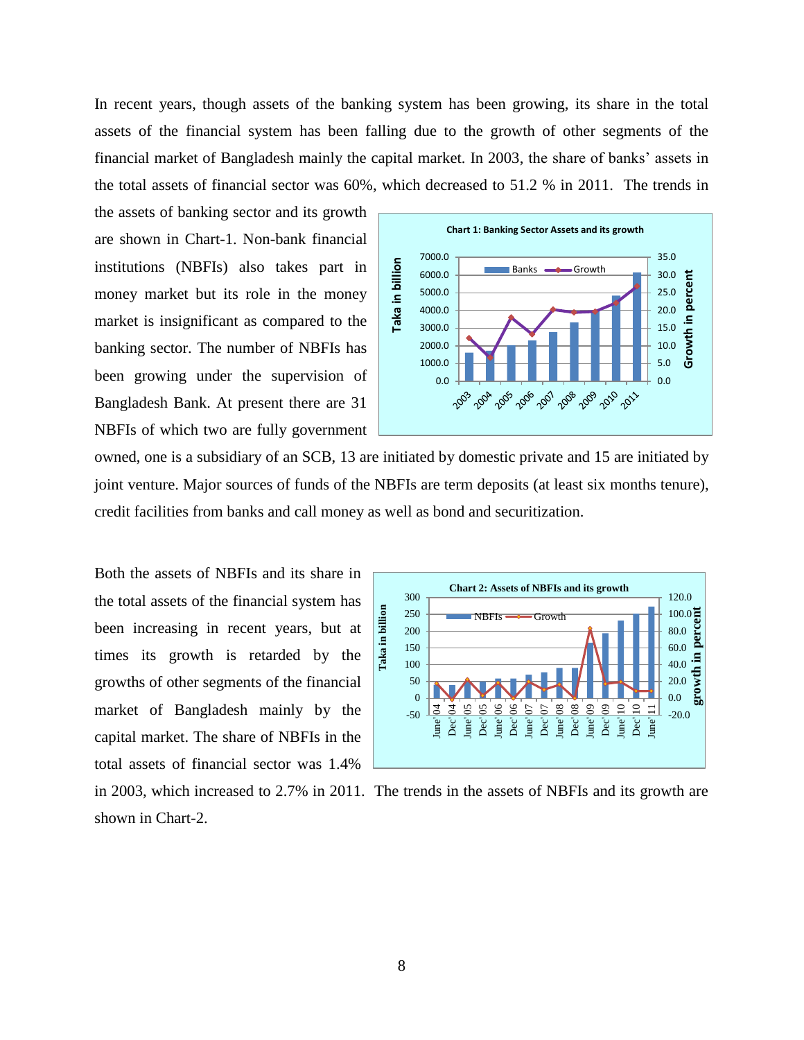In recent years, though assets of the banking system has been growing, its share in the total assets of the financial system has been falling due to the growth of other segments of the financial market of Bangladesh mainly the capital market. In 2003, the share of banks' assets in the total assets of financial sector was 60%, which decreased to 51.2 % in 2011. The trends in the assets of banking sector and its growth are shown in Chart-1. Non-bank financial institutions (NBFIs) also takes part in money market but its role in the money market is insignificant as compared to the banking sector. The number of NBFIs has been growing under the supervision of Bangladesh Bank. At present there are 31 NBFIs of which two are fully government owned, one is a subsidiary of an SCB, 13 are initiated by domestic private and 15 are initiated by joint venture. Major sources of funds of the NBFIs are term deposits (at least six months tenure), credit facilities from banks and call money as well as bond and securitization.

Chart 1: Banking Sector Assets and its growth

Both the assets of NBFIs and its share in the total assets of the financial system has been increasing in recent years, but at times its growth is retarded by the growths of other segments of the financial market of Bangladesh mainly by the capital market. The share of NBFIs in the total assets of financial sector was 1.4% in 2003, which increased to 2.7% in 2011. The trends in the assets of NBFIs and its growth are shown in Chart-2.

Chart 2: Assets of NBFIs and its growth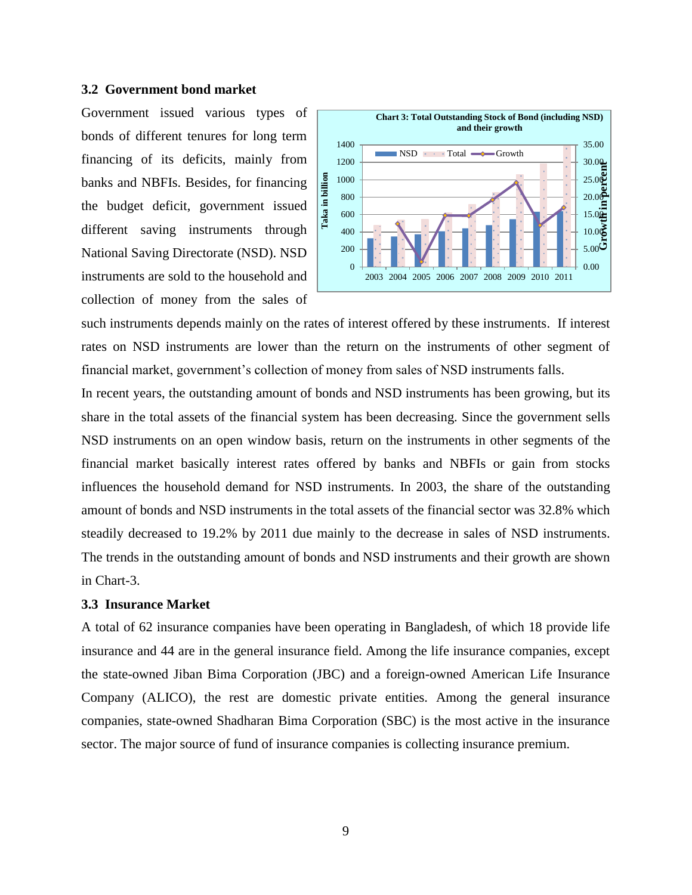### 3.2 Government bond market

Government issued various types of bonds of different tenures for long term financing of its deficits, mainly from banks and NBFIs. Besides, for financing the budget deficit, government issued different saving instruments through National Saving Directorate (NSD). NSD instruments are sold to the household and collection of money from the sales of such instruments depends mainly on the rates of interest offered by these instruments. If interest rates on NSD instruments are lower than the return on the instruments of other segment of financial market, government's collection of money from sales of NSD instruments falls.

In recent years, the outstanding amount of bonds and NSD instruments has been growing, but its share in the total assets of the financial system has been decreasing. Since the government sells NSD instruments on an open window basis, return on the instruments in other segments of the financial market basically interest rates offered by banks and NBFIs or gain from stocks influences the household demand for NSD instruments. In 2003, the share of the outstanding amount of bonds and NSD instruments in the total assets of the financial sector was 32.8% which steadily decreased to 19.2% by 2011 due mainly to the decrease in sales of NSD instruments. The trends in the outstanding amount of bonds and NSD instruments and their growth are shown in Chart-3.

**Chart 3: Total Outstanding Stock of Bond (including NSD) and their growth**

### 3.3 Insurance Market

A total of 62 insurance companies have been operating in Bangladesh, of which 18 provide life insurance and 44 are in the general insurance field. Among the life insurance companies, except the state-owned Jiban Bima Corporation (JBC) and a foreign-owned American Life Insurance Company (ALICO), the rest are domestic private entities. Among the general insurance companies, state-owned Shadharan Bima Corporation (SBC) is the most active in the insurance sector. The major source of fund of insurance companies is collecting insurance premium.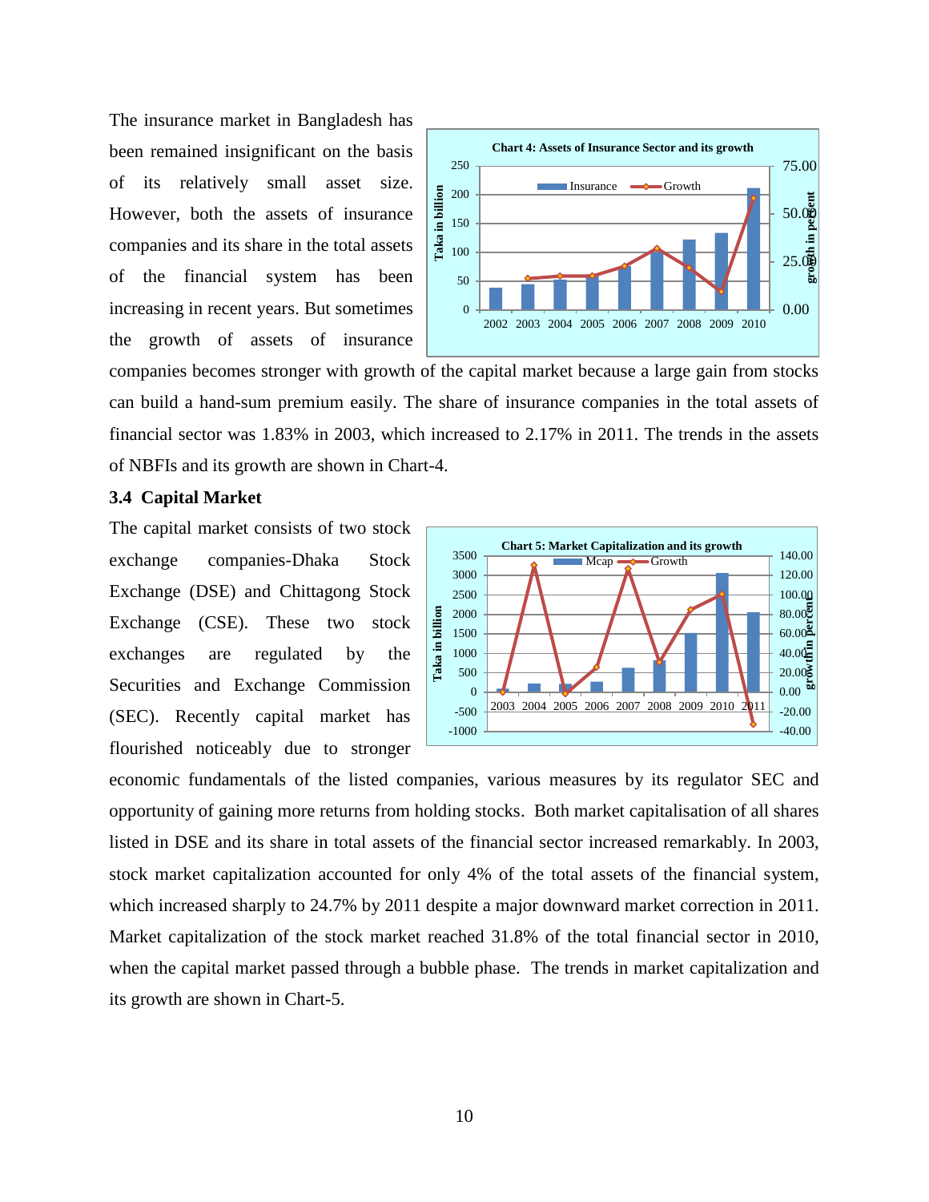The insurance market in Bangladesh has been remained insignificant on the basis of its relatively small asset size. However, both the assets of insurance companies and its share in the total assets of the financial system has been increasing in recent years. But sometimes the growth of assets of insurance companies becomes stronger with growth of the capital market because a large gain from stocks can build a hand-sum premium easily. The share of insurance companies in the total assets of financial sector was 1.83% in 2003, which increased to 2.17% in 2011. The trends in the assets of NBFIs and its growth are shown in Chart-4.

## 3.4 Capital Market

The capital market consists of two stock exchange companies-Dhaka Stock Exchange (DSE) and Chittagong Stock Exchange (CSE). These two stock exchanges are regulated by the Securities and Exchange Commission (SEC). Recently capital market has flourished noticeably due to stronger economic fundamentals of the listed companies, various measures by its regulator SEC and opportunity of gaining more returns from holding stocks. Both market capitalisation of all shares listed in DSE and its share in total assets of the financial sector increased remarkably. In 2003, stock market capitalization accounted for only 4% of the total assets of the financial system, which increased sharply to 24.7% by 2011 despite a major downward market correction in 2011. Market capitalization of the stock market reached 31.8% of the total financial sector in 2010, when the capital market passed through a bubble phase. The trends in market capitalization and its growth are shown in Chart-5.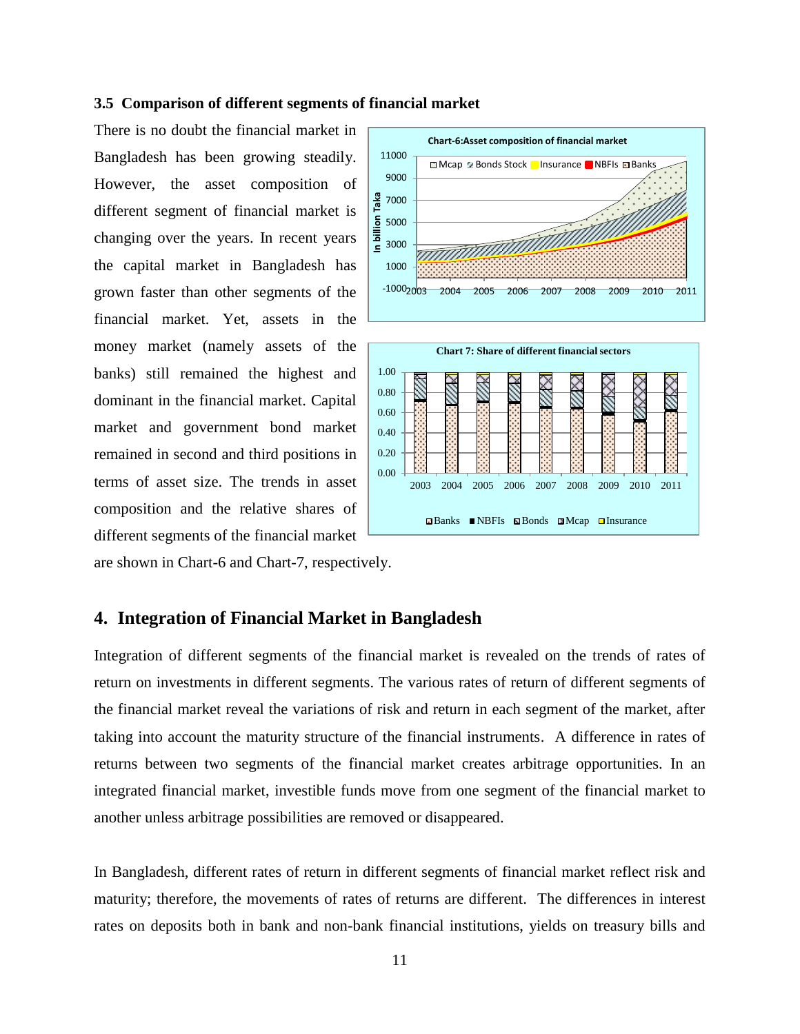### 3.5 Comparison of different segments of financial market

There is no doubt the financial market in Bangladesh has been growing steadily. However, the asset composition of different segment of financial market is changing over the years. In recent years the capital market in Bangladesh has grown faster than other segments of the financial market. Yet, assets in the money market (namely assets of the banks) still remained the highest and dominant in the financial market. Capital market and government bond market remained in second and third positions in terms of asset size. The trends in asset composition and the relative shares of different segments of the financial market are shown in Chart-6 and Chart-7, respectively.

## 4. Integration of Financial Market in Bangladesh

Integration of different segments of the financial market is revealed on the trends of rates of return on investments in different segments. The various rates of return of different segments of the financial market reveal the variations of risk and return in each segment of the market, after taking into account the maturity structure of the financial instruments. A difference in rates of returns between two segments of the financial market creates arbitrage opportunities. In an integrated financial market, investible funds move from one segment of the financial market to another unless arbitrage possibilities are removed or disappeared.

In Bangladesh, different rates of return in different segments of financial market reflect risk and maturity; therefore, the movements of rates of returns are different. The differences in interest rates on deposits both in bank and non-bank financial institutions, yields on treasury bills and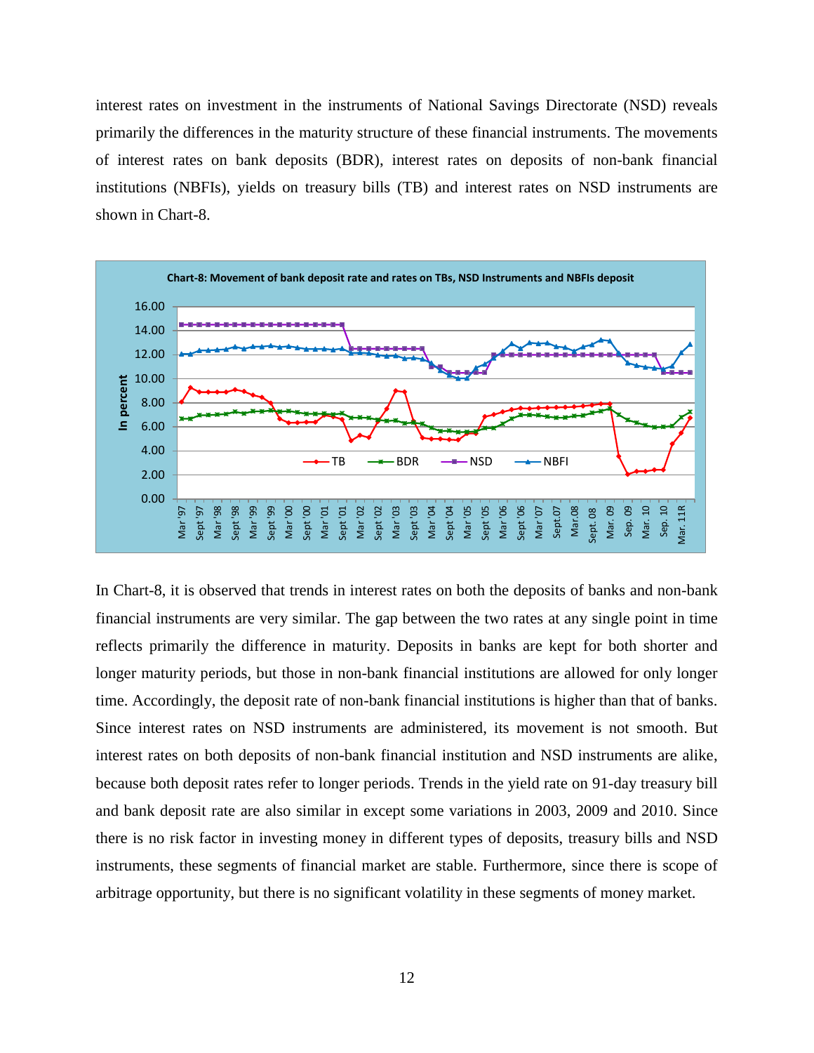interest rates on investment in the instruments of National Savings Directorate (NSD) reveals primarily the differences in the maturity structure of these financial instruments. The movements of interest rates on bank deposits (BDR), interest rates on deposits of non-bank financial institutions (NBFIs), yields on treasury bills (TB) and interest rates on NSD instruments are shown in Chart-8.

**Chart-8: Movement of bank deposit rate and rates on TBs, NSD Instruments and NBFIs deposit**

In Chart-8, it is observed that trends in interest rates on both the deposits of banks and non-bank financial instruments are very similar. The gap between the two rates at any single point in time reflects primarily the difference in maturity. Deposits in banks are kept for both shorter and longer maturity periods, but those in non-bank financial institutions are allowed for only longer time. Accordingly, the deposit rate of non-bank financial institutions is higher than that of banks. Since interest rates on NSD instruments are administered, its movement is not smooth. But interest rates on both deposits of non-bank financial institution and NSD instruments are alike, because both deposit rates refer to longer periods. Trends in the yield rate on 91-day treasury bill and bank deposit rate are also similar in except some variations in 2003, 2009 and 2010. Since there is no risk factor in investing money in different types of deposits, treasury bills and NSD instruments, these segments of financial market are stable. Furthermore, since there is scope of arbitrage opportunity, but there is no significant volatility in these segments of money market.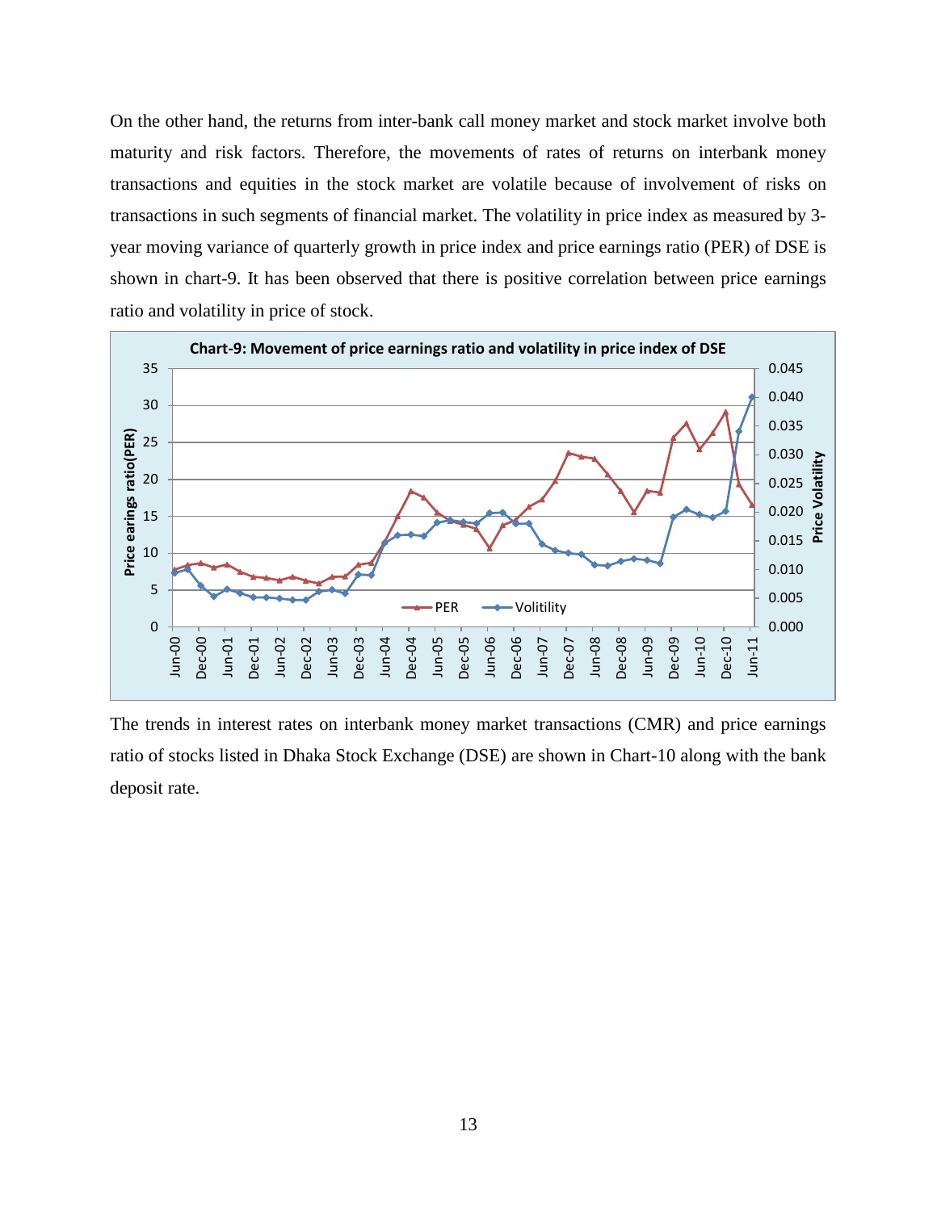On the other hand, the returns from inter-bank call money market and stock market involve both maturity and risk factors. Therefore, the movements of rates of returns on interbank money transactions and equities in the stock market are volatile because of involvement of risks on transactions in such segments of financial market. The volatility in price index as measured by 3-year moving variance of quarterly growth in price index and price earnings ratio (PER) of DSE is shown in chart-9. It has been observed that there is positive correlation between price earnings ratio and volatility in price of stock.

**Chart-9: Movement of price earnings ratio and volatility in price index of DSE**

The trends in interest rates on interbank money market transactions (CMR) and price earnings ratio of stocks listed in Dhaka Stock Exchange (DSE) are shown in Chart-10 along with the bank deposit rate.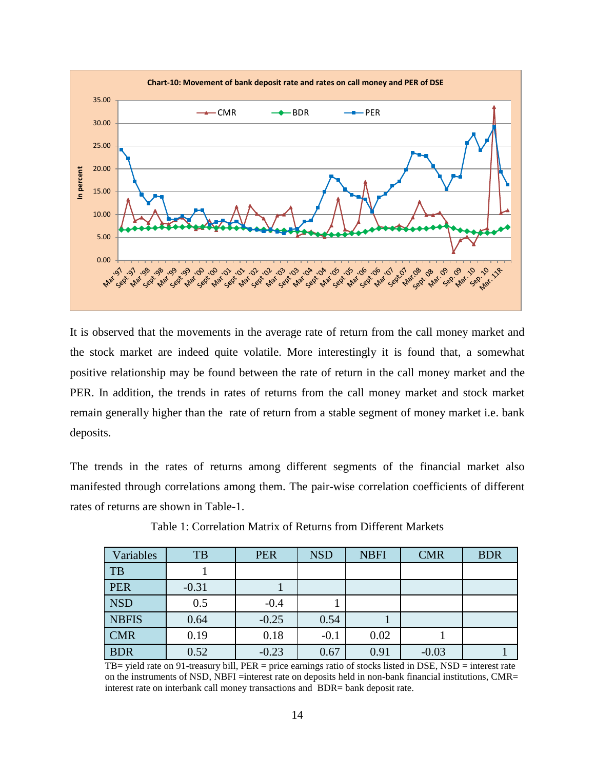**Chart-10: Movement of bank deposit rate and rates on call money and PER of DSE**

It is observed that the movements in the average rate of return from the call money market and the stock market are indeed quite volatile. More interestingly it is found that, a somewhat positive relationship may be found between the rate of return in the call money market and the PER. In addition, the trends in rates of returns from the call money market and stock market remain generally higher than the rate of return from a stable segment of money market i.e. bank deposits.

The trends in the rates of returns among different segments of the financial market also manifested through correlations among them. The pair-wise correlation coefficients of different rates of returns are shown in Table-1.

Table 1: Correlation Matrix of Returns from Different Markets

| Variables | TB | PER | NSD | NBFI | CMR | BDR |
|---|---|---|---|---|---|---|
| TB | 1 | | | | | |
| PER | -0.31 | 1 | | | | |
| NSD | 0.5 | -0.4 | 1 | | | |
| NBFIS | 0.64 | -0.25 | 0.54 | 1 | | |
| CMR | 0.19 | 0.18 | -0.1 | 0.02 | 1 | |
| BDR | 0.52 | -0.23 | 0.67 | 0.91 | -0.03 | 1 |

TB= yield rate on 91-treasury bill, PER = price earnings ratio of stocks listed in DSE, NSD = interest rate on the instruments of NSD, NBFI =interest rate on deposits held in non-bank financial institutions, CMR= interest rate on interbank call money transactions and BDR= bank deposit rate.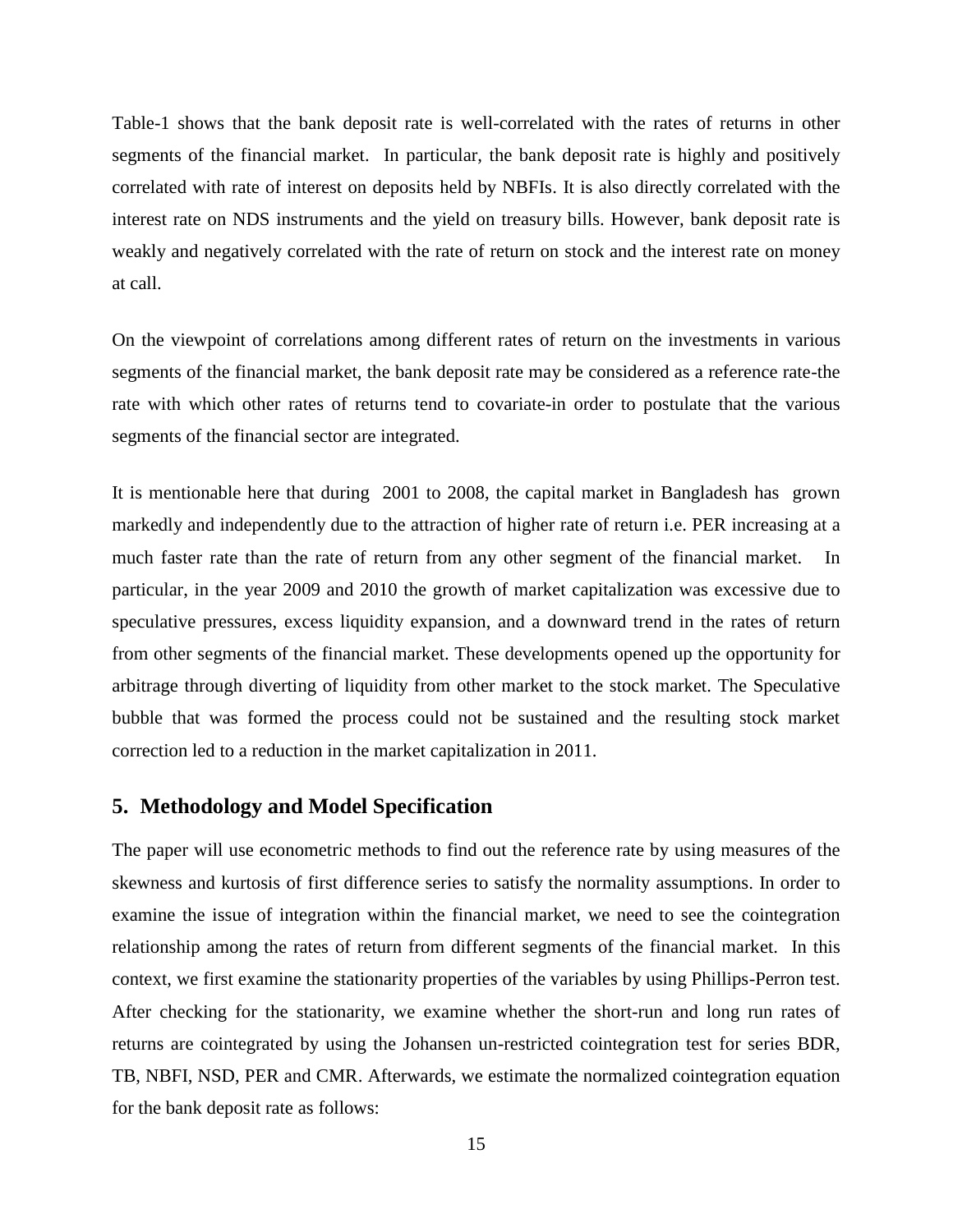Table-1 shows that the bank deposit rate is well-correlated with the rates of returns in other segments of the financial market. In particular, the bank deposit rate is highly and positively correlated with rate of interest on deposits held by NBFIs. It is also directly correlated with the interest rate on NDS instruments and the yield on treasury bills. However, bank deposit rate is weakly and negatively correlated with the rate of return on stock and the interest rate on money at call.

On the viewpoint of correlations among different rates of return on the investments in various segments of the financial market, the bank deposit rate may be considered as a reference rate-the rate with which other rates of returns tend to covariate-in order to postulate that the various segments of the financial sector are integrated.

It is mentionable here that during 2001 to 2008, the capital market in Bangladesh has grown markedly and independently due to the attraction of higher rate of return i.e. PER increasing at a much faster rate than the rate of return from any other segment of the financial market. In particular, in the year 2009 and 2010 the growth of market capitalization was excessive due to speculative pressures, excess liquidity expansion, and a downward trend in the rates of return from other segments of the financial market. These developments opened up the opportunity for arbitrage through diverting of liquidity from other market to the stock market. The Speculative bubble that was formed the process could not be sustained and the resulting stock market correction led to a reduction in the market capitalization in 2011.

## 5. Methodology and Model Specification

The paper will use econometric methods to find out the reference rate by using measures of the skewness and kurtosis of first difference series to satisfy the normality assumptions. In order to examine the issue of integration within the financial market, we need to see the cointegration relationship among the rates of return from different segments of the financial market. In this context, we first examine the stationarity properties of the variables by using Phillips-Perron test. After checking for the stationarity, we examine whether the short-run and long run rates of returns are cointegrated by using the Johansen un-restricted cointegration test for series BDR, TB, NBFI, NSD, PER and CMR. Afterwards, we estimate the normalized cointegration equation for the bank deposit rate as follows: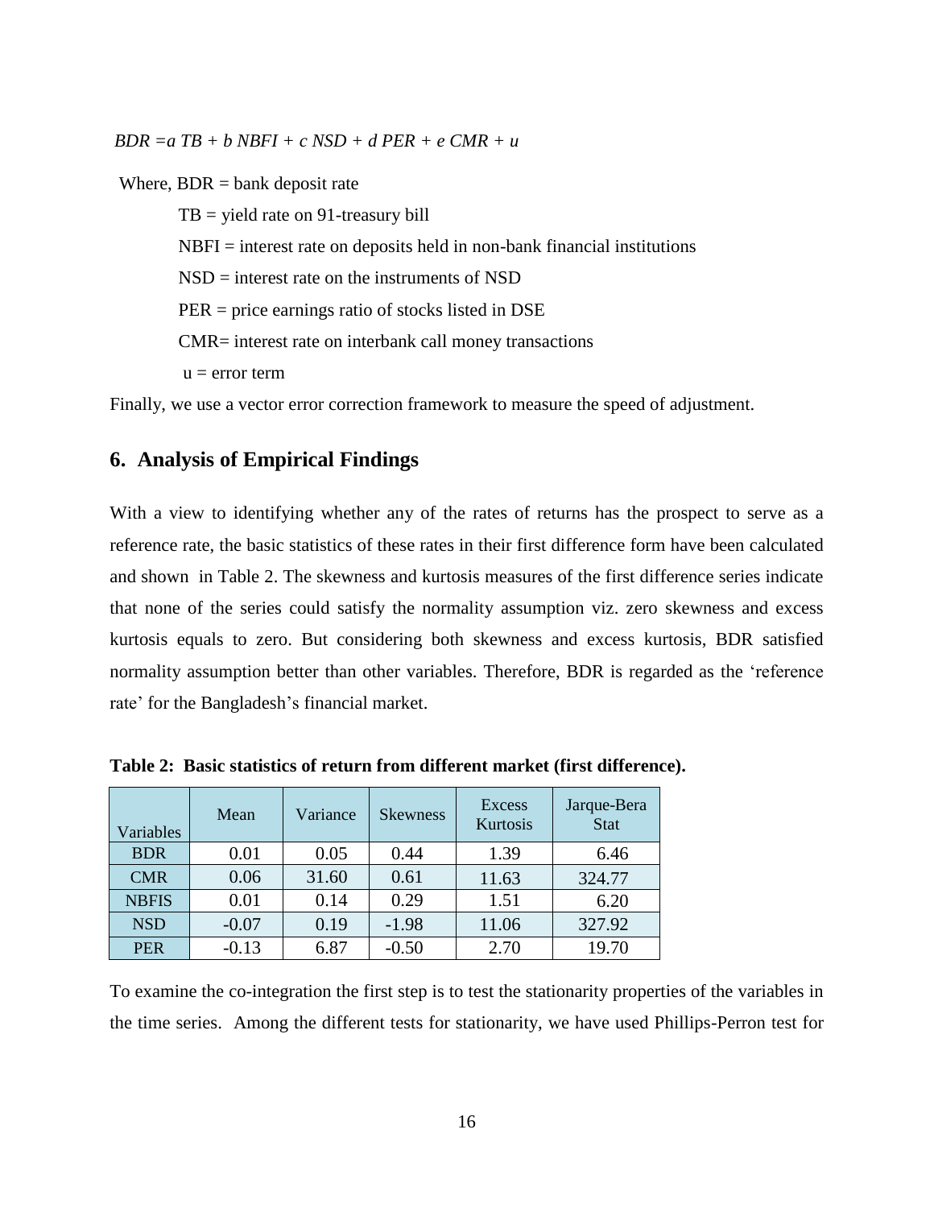$$BDR = a\,TB + b\,NBFI + c\,NSD + d\,PER + e\,CMR + u$$

Where, BDR = bank deposit rate

TB = yield rate on 91-treasury bill

NBFI = interest rate on deposits held in non-bank financial institutions

NSD = interest rate on the instruments of NSD

PER = price earnings ratio of stocks listed in DSE

CMR= interest rate on interbank call money transactions

u = error term

Finally, we use a vector error correction framework to measure the speed of adjustment.

## 6. Analysis of Empirical Findings

With a view to identifying whether any of the rates of returns has the prospect to serve as a reference rate, the basic statistics of these rates in their first difference form have been calculated and shown in Table 2. The skewness and kurtosis measures of the first difference series indicate that none of the series could satisfy the normality assumption viz. zero skewness and excess kurtosis equals to zero. But considering both skewness and excess kurtosis, BDR satisfied normality assumption better than other variables. Therefore, BDR is regarded as the 'reference rate' for the Bangladesh's financial market.

**Table 2: Basic statistics of return from different market (first difference).**

| Variables | Mean | Variance | Skewness | Excess Kurtosis | Jarque-Bera Stat |
|---|---|---|---|---|---|
| BDR | 0.01 | 0.05 | 0.44 | 1.39 | 6.46 |
| CMR | 0.06 | 31.60 | 0.61 | 11.63 | 324.77 |
| NBFIS | 0.01 | 0.14 | 0.29 | 1.51 | 6.20 |
| NSD | -0.07 | 0.19 | -1.98 | 11.06 | 327.92 |
| PER | -0.13 | 6.87 | -0.50 | 2.70 | 19.70 |

To examine the co-integration the first step is to test the stationarity properties of the variables in the time series. Among the different tests for stationarity, we have used Phillips-Perron test for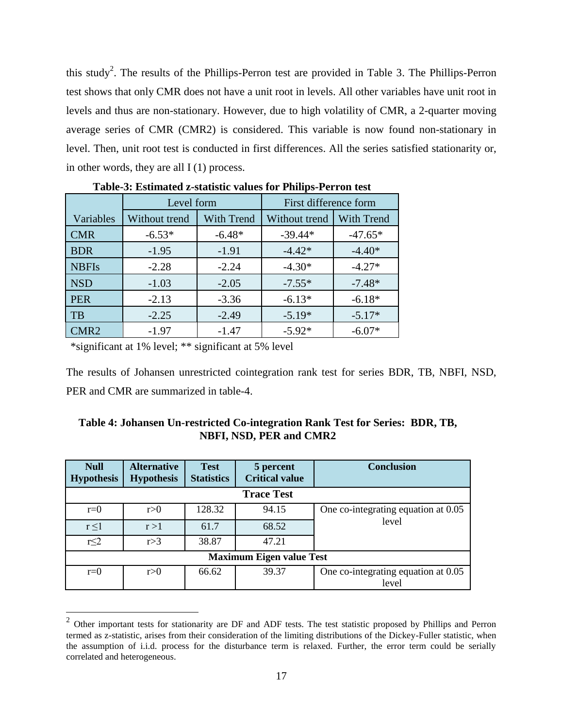this study[2]. The results of the Phillips-Perron test are provided in Table 3. The Phillips-Perron test shows that only CMR does not have a unit root in levels. All other variables have unit root in levels and thus are non-stationary. However, due to high volatility of CMR, a 2-quarter moving average series of CMR (CMR2) is considered. This variable is now found non-stationary in level. Then, unit root test is conducted in first differences. All the series satisfied stationarity or, in other words, they are all I (1) process.

**Table-3: Estimated z-statistic values for Philips-Perron test**

| | Level form | | First difference form | |
|---|---|---|---|---|
| Variables | Without trend | With Trend | Without trend | With Trend |
| CMR | -6.53* | -6.48* | -39.44* | -47.65* |
| BDR | -1.95 | -1.91 | -4.42* | -4.40* |
| NBFIs | -2.28 | -2.24 | -4.30* | -4.27* |
| NSD | -1.03 | -2.05 | -7.55* | -7.48* |
| PER | -2.13 | -3.36 | -6.13* | -6.18* |
| TB | -2.25 | -2.49 | -5.19* | -5.17* |
| CMR2 | -1.97 | -1.47 | -5.92* | -6.07* |

*significant at 1% level; ** significant at 5% level

The results of Johansen unrestricted cointegration rank test for series BDR, TB, NBFI, NSD, PER and CMR are summarized in table-4.

**Table 4: Johansen Un-restricted Co-integration Rank Test for Series: BDR, TB, NBFI, NSD, PER and CMR2**

| Null Hypothesis | Alternative Hypothesis | Test Statistics | 5 percent Critical value | Conclusion |
|---|---|---|---|---|
| **Trace Test** | | | | |
| r=0 | r>0 | 128.32 | 94.15 | One co-integrating equation at 0.05 level |
| r ≤1 | r >1 | 61.7 | 68.52 | |
| r≤2 | r>3 | 38.87 | 47.21 | |
| **Maximum Eigen value Test** | | | | |
| r=0 | r>0 | 66.62 | 39.37 | One co-integrating equation at 0.05 level |

[2] Other important tests for stationarity are DF and ADF tests. The test statistic proposed by Phillips and Perron termed as z-statistic, arises from their consideration of the limiting distributions of the Dickey-Fuller statistic, when the assumption of i.i.d. process for the disturbance term is relaxed. Further, the error term could be serially correlated and heterogeneous.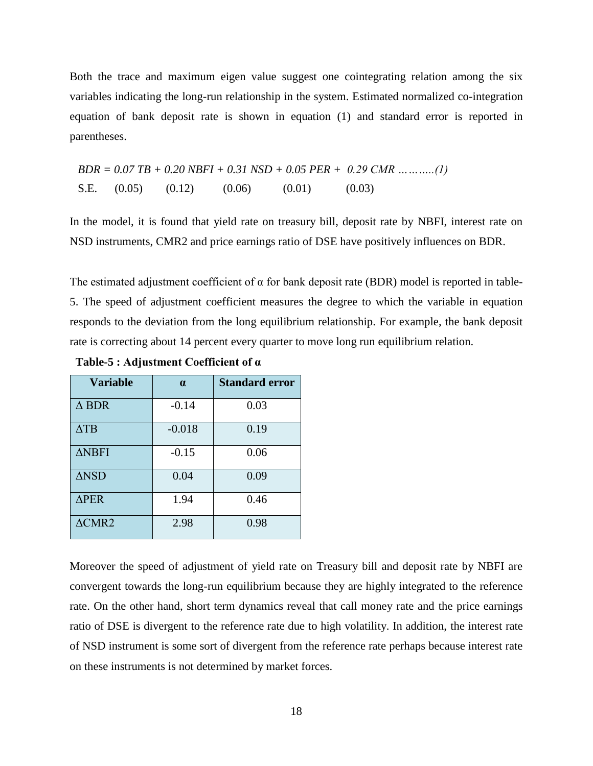Both the trace and maximum eigen value suggest one cointegrating relation among the six variables indicating the long-run relationship in the system. Estimated normalized co-integration equation of bank deposit rate is shown in equation (1) and standard error is reported in parentheses.

$$BDR = 0.07\,TB + 0.20\,NBFI + 0.31\,NSD + 0.05\,PER + 0.29\,CMR \quad \ldots\ldots\ldots(1)$$
$$\text{S.E.} \quad (0.05) \quad (0.12) \quad (0.06) \quad (0.01) \quad (0.03)$$

In the model, it is found that yield rate on treasury bill, deposit rate by NBFI, interest rate on NSD instruments, CMR2 and price earnings ratio of DSE have positively influences on BDR.

The estimated adjustment coefficient of α for bank deposit rate (BDR) model is reported in table-5. The speed of adjustment coefficient measures the degree to which the variable in equation responds to the deviation from the long equilibrium relationship. For example, the bank deposit rate is correcting about 14 percent every quarter to move long run equilibrium relation.

**Table-5 : Adjustment Coefficient of α**

| Variable | α | Standard error |
|---|---|---|
| Δ BDR | -0.14 | 0.03 |
| ΔTB | -0.018 | 0.19 |
| ΔNBFI | -0.15 | 0.06 |
| ΔNSD | 0.04 | 0.09 |
| ΔPER | 1.94 | 0.46 |
| ΔCMR2 | 2.98 | 0.98 |

Moreover the speed of adjustment of yield rate on Treasury bill and deposit rate by NBFI are convergent towards the long-run equilibrium because they are highly integrated to the reference rate. On the other hand, short term dynamics reveal that call money rate and the price earnings ratio of DSE is divergent to the reference rate due to high volatility. In addition, the interest rate of NSD instrument is some sort of divergent from the reference rate perhaps because interest rate on these instruments is not determined by market forces.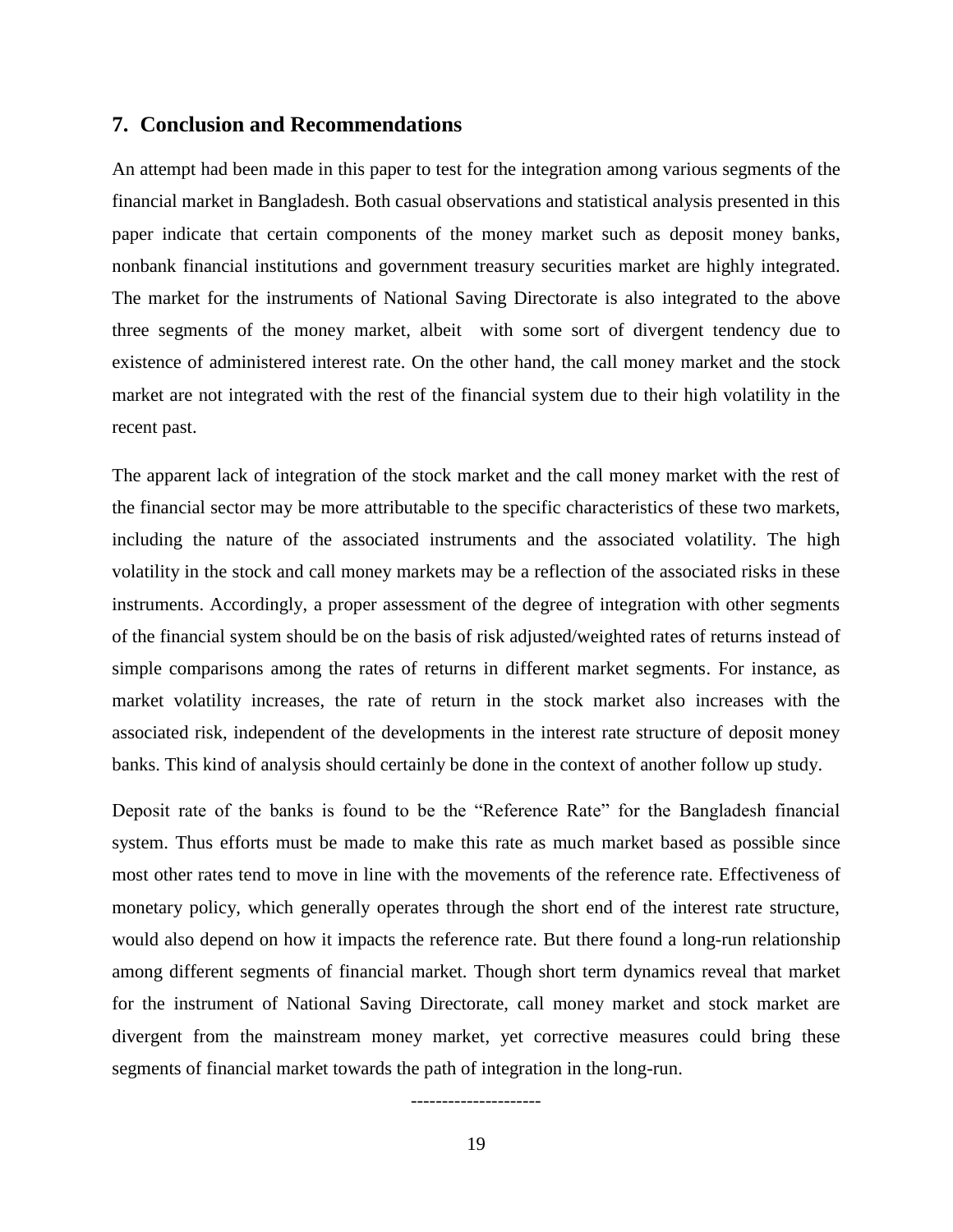## 7. Conclusion and Recommendations

An attempt had been made in this paper to test for the integration among various segments of the financial market in Bangladesh. Both casual observations and statistical analysis presented in this paper indicate that certain components of the money market such as deposit money banks, nonbank financial institutions and government treasury securities market are highly integrated. The market for the instruments of National Saving Directorate is also integrated to the above three segments of the money market, albeit with some sort of divergent tendency due to existence of administered interest rate. On the other hand, the call money market and the stock market are not integrated with the rest of the financial system due to their high volatility in the recent past.

The apparent lack of integration of the stock market and the call money market with the rest of the financial sector may be more attributable to the specific characteristics of these two markets, including the nature of the associated instruments and the associated volatility. The high volatility in the stock and call money markets may be a reflection of the associated risks in these instruments. Accordingly, a proper assessment of the degree of integration with other segments of the financial system should be on the basis of risk adjusted/weighted rates of returns instead of simple comparisons among the rates of returns in different market segments. For instance, as market volatility increases, the rate of return in the stock market also increases with the associated risk, independent of the developments in the interest rate structure of deposit money banks. This kind of analysis should certainly be done in the context of another follow up study.

Deposit rate of the banks is found to be the "Reference Rate" for the Bangladesh financial system. Thus efforts must be made to make this rate as much market based as possible since most other rates tend to move in line with the movements of the reference rate. Effectiveness of monetary policy, which generally operates through the short end of the interest rate structure, would also depend on how it impacts the reference rate. But there found a long-run relationship among different segments of financial market. Though short term dynamics reveal that market for the instrument of National Saving Directorate, call money market and stock market are divergent from the mainstream money market, yet corrective measures could bring these segments of financial market towards the path of integration in the long-run.

---------------------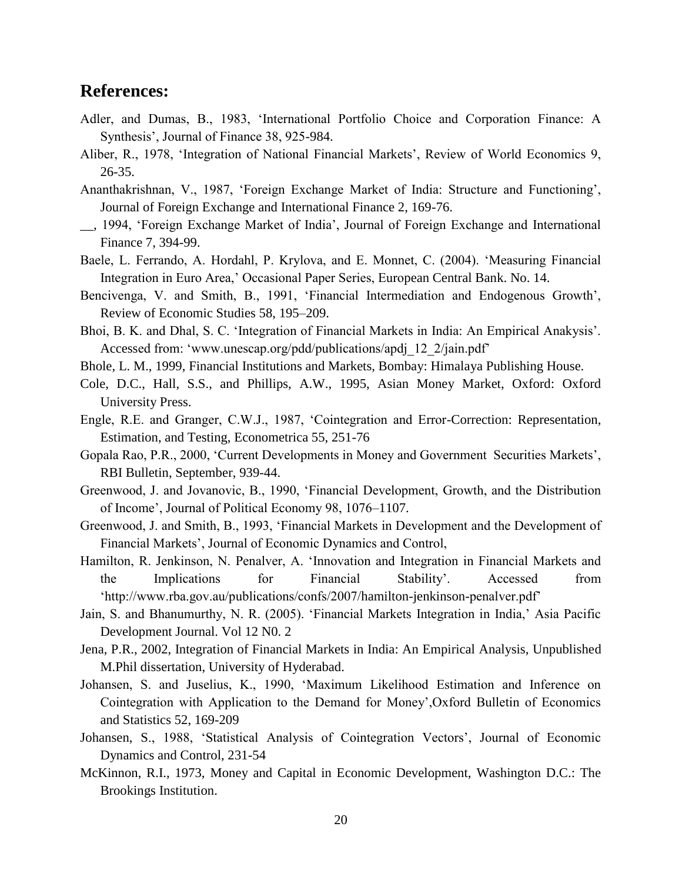## References:

Adler, and Dumas, B., 1983, 'International Portfolio Choice and Corporation Finance: A Synthesis', Journal of Finance 38, 925-984.

Aliber, R., 1978, 'Integration of National Financial Markets', Review of World Economics 9, 26-35.

Ananthakrishnan, V., 1987, 'Foreign Exchange Market of India: Structure and Functioning', Journal of Foreign Exchange and International Finance 2, 169-76.

__, 1994, 'Foreign Exchange Market of India', Journal of Foreign Exchange and International Finance 7, 394-99.

Baele, L. Ferrando, A. Hordahl, P. Krylova, and E. Monnet, C. (2004). 'Measuring Financial Integration in Euro Area,' Occasional Paper Series, European Central Bank. No. 14.

Bencivenga, V. and Smith, B., 1991, 'Financial Intermediation and Endogenous Growth', Review of Economic Studies 58, 195–209.

Bhoi, B. K. and Dhal, S. C. 'Integration of Financial Markets in India: An Empirical Anakysis'. Accessed from: 'www.unescap.org/pdd/publications/apdj_12_2/jain.pdf'

Bhole, L. M., 1999, Financial Institutions and Markets, Bombay: Himalaya Publishing House.

Cole, D.C., Hall, S.S., and Phillips, A.W., 1995, Asian Money Market, Oxford: Oxford University Press.

Engle, R.E. and Granger, C.W.J., 1987, 'Cointegration and Error-Correction: Representation, Estimation, and Testing, Econometrica 55, 251-76

Gopala Rao, P.R., 2000, 'Current Developments in Money and Government Securities Markets', RBI Bulletin, September, 939-44.

Greenwood, J. and Jovanovic, B., 1990, 'Financial Development, Growth, and the Distribution of Income', Journal of Political Economy 98, 1076–1107.

Greenwood, J. and Smith, B., 1993, 'Financial Markets in Development and the Development of Financial Markets', Journal of Economic Dynamics and Control,

Hamilton, R. Jenkinson, N. Penalver, A. 'Innovation and Integration in Financial Markets and the Implications for Financial Stability'. Accessed from 'http://www.rba.gov.au/publications/confs/2007/hamilton-jenkinson-penalver.pdf'

Jain, S. and Bhanumurthy, N. R. (2005). 'Financial Markets Integration in India,' Asia Pacific Development Journal. Vol 12 N0. 2

Jena, P.R., 2002, Integration of Financial Markets in India: An Empirical Analysis, Unpublished M.Phil dissertation, University of Hyderabad.

Johansen, S. and Juselius, K., 1990, 'Maximum Likelihood Estimation and Inference on Cointegration with Application to the Demand for Money',Oxford Bulletin of Economics and Statistics 52, 169-209

Johansen, S., 1988, 'Statistical Analysis of Cointegration Vectors', Journal of Economic Dynamics and Control, 231-54

McKinnon, R.I., 1973, Money and Capital in Economic Development, Washington D.C.: The Brookings Institution.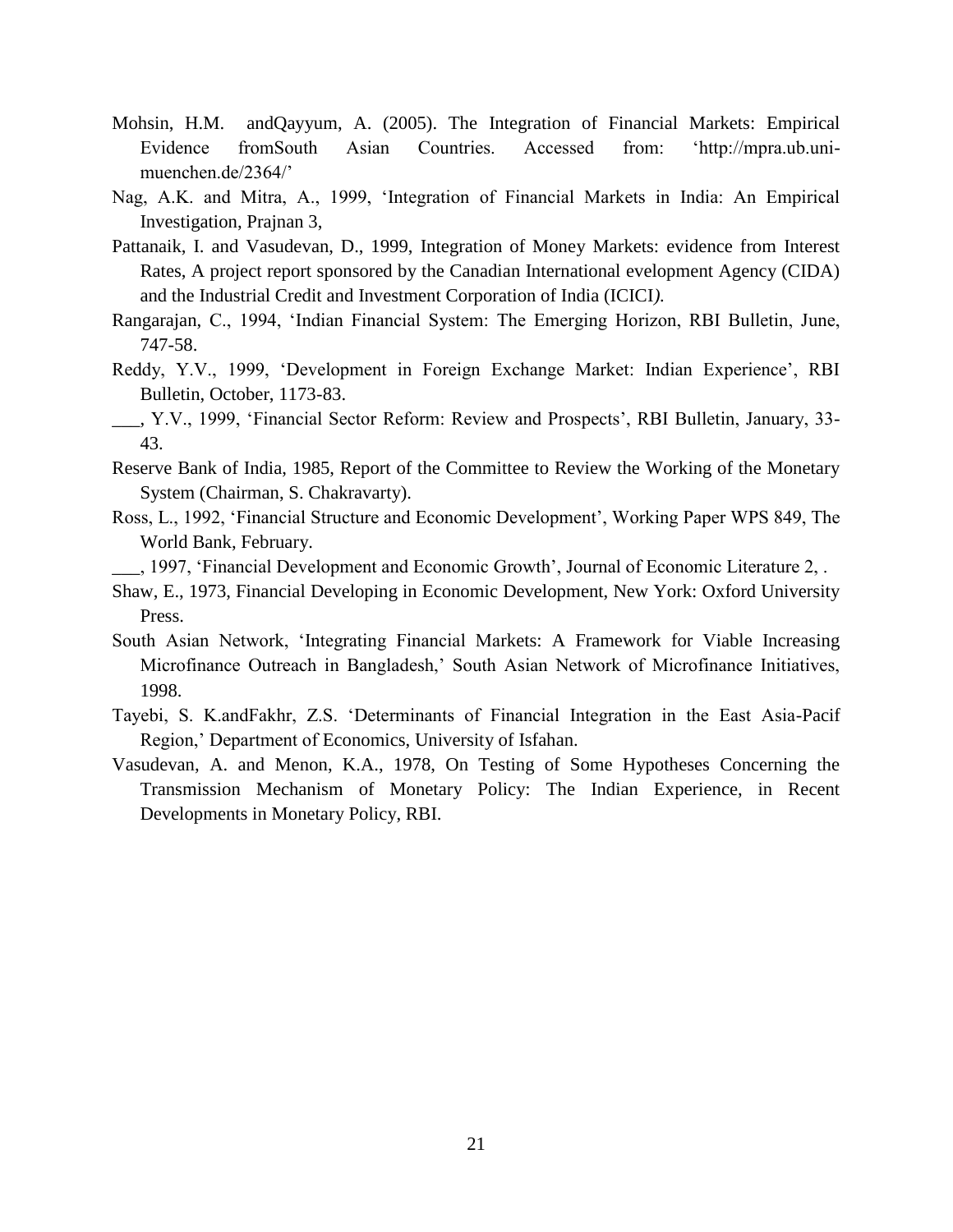Mohsin, H.M. andQayyum, A. (2005). The Integration of Financial Markets: Empirical Evidence fromSouth Asian Countries. Accessed from: 'http://mpra.ub.uni-muenchen.de/2364/'

Nag, A.K. and Mitra, A., 1999, 'Integration of Financial Markets in India: An Empirical Investigation, Prajnan 3,

Pattanaik, I. and Vasudevan, D., 1999, Integration of Money Markets: evidence from Interest Rates, A project report sponsored by the Canadian International evelopment Agency (CIDA) and the Industrial Credit and Investment Corporation of India (ICICI*).*

Rangarajan, C., 1994, 'Indian Financial System: The Emerging Horizon, RBI Bulletin, June, 747-58.

Reddy, Y.V., 1999, 'Development in Foreign Exchange Market: Indian Experience', RBI Bulletin, October, 1173-83.

___, Y.V., 1999, 'Financial Sector Reform: Review and Prospects', RBI Bulletin, January, 33-43.

Reserve Bank of India, 1985, Report of the Committee to Review the Working of the Monetary System (Chairman, S. Chakravarty).

Ross, L., 1992, 'Financial Structure and Economic Development', Working Paper WPS 849, The World Bank, February.

___, 1997, 'Financial Development and Economic Growth', Journal of Economic Literature 2, .

Shaw, E., 1973, Financial Developing in Economic Development, New York: Oxford University Press.

South Asian Network, 'Integrating Financial Markets: A Framework for Viable Increasing Microfinance Outreach in Bangladesh,' South Asian Network of Microfinance Initiatives, 1998.

Tayebi, S. K.andFakhr, Z.S. 'Determinants of Financial Integration in the East Asia-Pacif Region,' Department of Economics, University of Isfahan.

Vasudevan, A. and Menon, K.A., 1978, On Testing of Some Hypotheses Concerning the Transmission Mechanism of Monetary Policy: The Indian Experience, in Recent Developments in Monetary Policy, RBI.